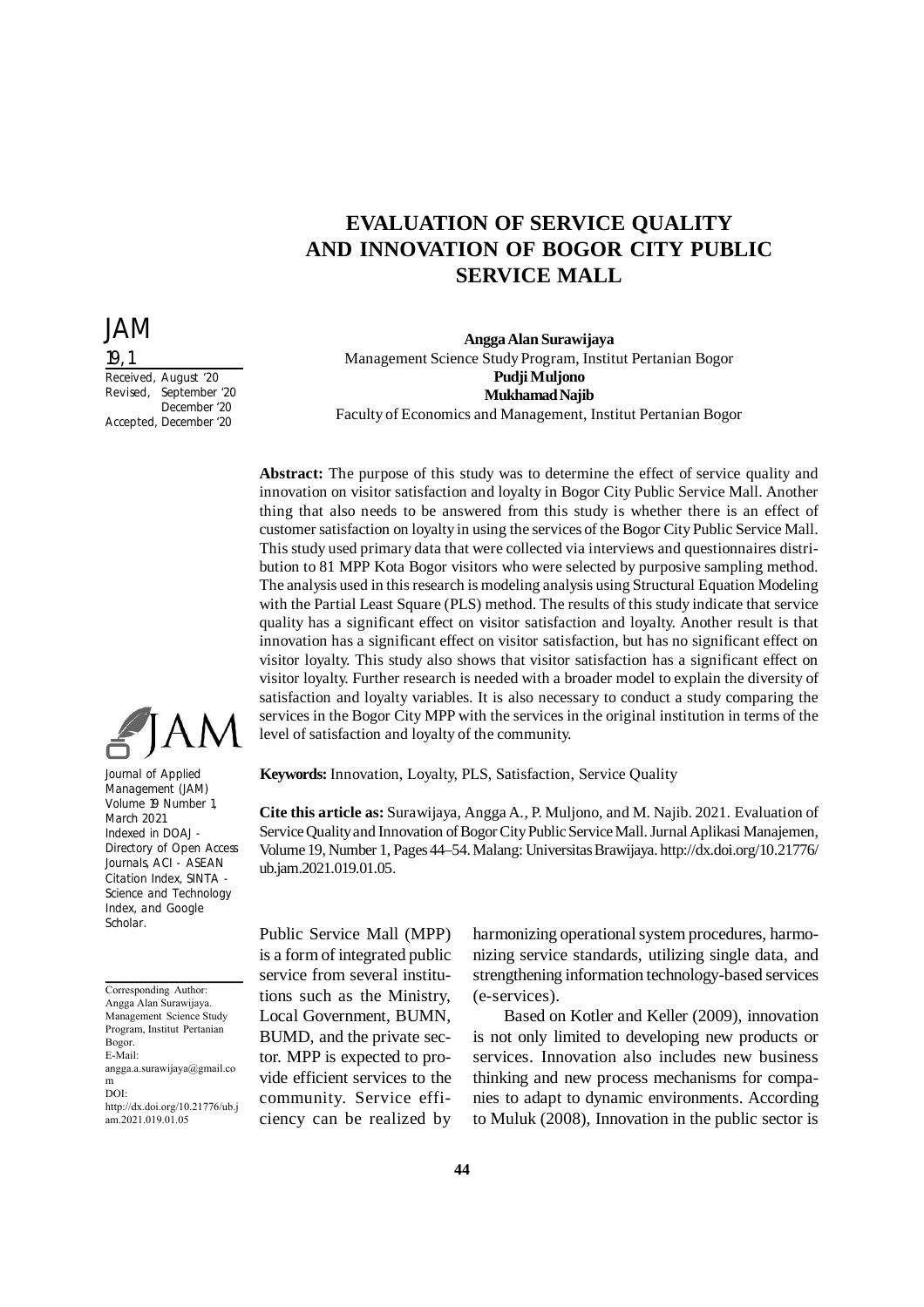# EVALUATION OF SERVICE QUALITY AND INNOVATION OF BOGOR CITY PUBLIC SERVICE MALL

JAM
19, 1
Received, August '20
Revised, September '20
December '20
Accepted, December '20

**Angga Alan Surawijaya**
Management Science Study Program, Institut Pertanian Bogor
**Pudji Muljono**
**Mukhamad Najib**
Faculty of Economics and Management, Institut Pertanian Bogor

**Abstract:** The purpose of this study was to determine the effect of service quality and innovation on visitor satisfaction and loyalty in Bogor City Public Service Mall. Another thing that also needs to be answered from this study is whether there is an effect of customer satisfaction on loyalty in using the services of the Bogor City Public Service Mall. This study used primary data that were collected via interviews and questionnaires distribution to 81 MPP Kota Bogor visitors who were selected by purposive sampling method. The analysis used in this research is modeling analysis using Structural Equation Modeling with the Partial Least Square (PLS) method. The results of this study indicate that service quality has a significant effect on visitor satisfaction and loyalty. Another result is that innovation has a significant effect on visitor satisfaction, but has no significant effect on visitor loyalty. This study also shows that visitor satisfaction has a significant effect on visitor loyalty. Further research is needed with a broader model to explain the diversity of satisfaction and loyalty variables. It is also necessary to conduct a study comparing the services in the Bogor City MPP with the services in the original institution in terms of the level of satisfaction and loyalty of the community.

**Keywords:** Innovation, Loyalty, PLS, Satisfaction, Service Quality

**Cite this article as:** Surawijaya, Angga A., P. Muljono, and M. Najib. 2021. Evaluation of Service Quality and Innovation of Bogor City Public Service Mall. Jurnal Aplikasi Manajemen, Volume 19, Number 1, Pages 44–54. Malang: Universitas Brawijaya. http://dx.doi.org/10.21776/ub.jam.2021.019.01.05.

Journal of Applied Management (JAM) Volume 19 Number 1, March 2021 Indexed in DOAJ - Directory of Open Access Journals, ACI - ASEAN Citation Index, SINTA - Science and Technology Index, and Google Scholar.

Corresponding Author: Angga Alan Surawijaya. Management Science Study Program, Institut Pertanian Bogor. E-Mail: angga.a.surawijaya@gmail.com
DOI: http://dx.doi.org/10.21776/ub.jam.2021.019.01.05

Public Service Mall (MPP) is a form of integrated public service from several institutions such as the Ministry, Local Government, BUMN, BUMD, and the private sector. MPP is expected to provide efficient services to the community. Service efficiency can be realized by harmonizing operational system procedures, harmonizing service standards, utilizing single data, and strengthening information technology-based services (e-services).

Based on Kotler and Keller (2009), innovation is not only limited to developing new products or services. Innovation also includes new business thinking and new process mechanisms for companies to adapt to dynamic environments. According to Muluk (2008), Innovation in the public sector is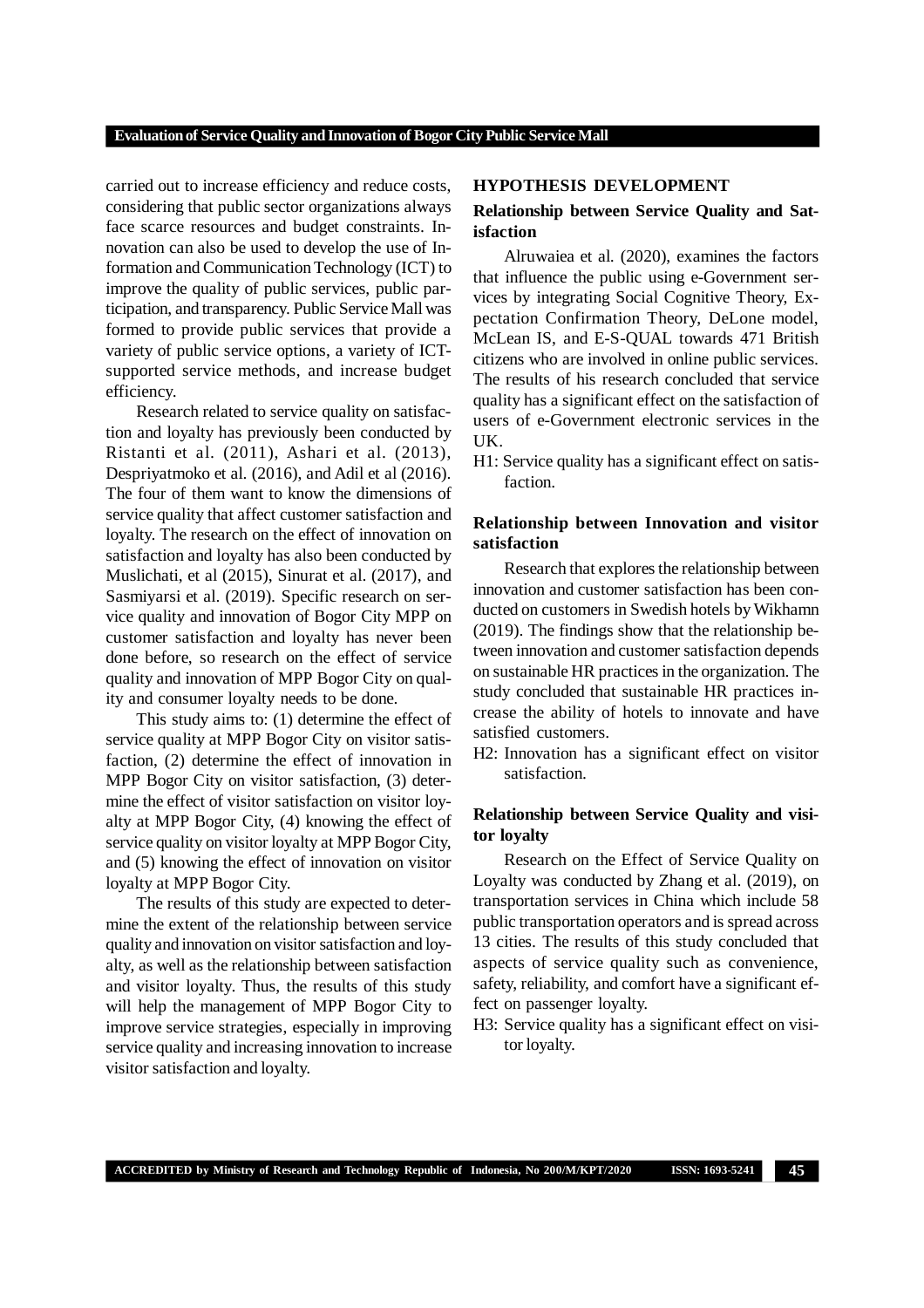carried out to increase efficiency and reduce costs, considering that public sector organizations always face scarce resources and budget constraints. Innovation can also be used to develop the use of Information and Communication Technology (ICT) to improve the quality of public services, public participation, and transparency. Public Service Mall was formed to provide public services that provide a variety of public service options, a variety of ICT-supported service methods, and increase budget efficiency.

Research related to service quality on satisfaction and loyalty has previously been conducted by Ristanti et al. (2011), Ashari et al. (2013), Despriyatmoko et al. (2016), and Adil et al (2016). The four of them want to know the dimensions of service quality that affect customer satisfaction and loyalty. The research on the effect of innovation on satisfaction and loyalty has also been conducted by Muslichati, et al (2015), Sinurat et al. (2017), and Sasmiyarsi et al. (2019). Specific research on service quality and innovation of Bogor City MPP on customer satisfaction and loyalty has never been done before, so research on the effect of service quality and innovation of MPP Bogor City on quality and consumer loyalty needs to be done.

This study aims to: (1) determine the effect of service quality at MPP Bogor City on visitor satisfaction, (2) determine the effect of innovation in MPP Bogor City on visitor satisfaction, (3) determine the effect of visitor satisfaction on visitor loyalty at MPP Bogor City, (4) knowing the effect of service quality on visitor loyalty at MPP Bogor City, and (5) knowing the effect of innovation on visitor loyalty at MPP Bogor City.

The results of this study are expected to determine the extent of the relationship between service quality and innovation on visitor satisfaction and loyalty, as well as the relationship between satisfaction and visitor loyalty. Thus, the results of this study will help the management of MPP Bogor City to improve service strategies, especially in improving service quality and increasing innovation to increase visitor satisfaction and loyalty.

## HYPOTHESIS DEVELOPMENT

### Relationship between Service Quality and Satisfaction

Alruwaiea et al. (2020), examines the factors that influence the public using e-Government services by integrating Social Cognitive Theory, Expectation Confirmation Theory, DeLone model, McLean IS, and E-S-QUAL towards 471 British citizens who are involved in online public services. The results of his research concluded that service quality has a significant effect on the satisfaction of users of e-Government electronic services in the UK.

H1: Service quality has a significant effect on satisfaction.

### Relationship between Innovation and visitor satisfaction

Research that explores the relationship between innovation and customer satisfaction has been conducted on customers in Swedish hotels by Wikhamn (2019). The findings show that the relationship between innovation and customer satisfaction depends on sustainable HR practices in the organization. The study concluded that sustainable HR practices increase the ability of hotels to innovate and have satisfied customers.

H2: Innovation has a significant effect on visitor satisfaction.

### Relationship between Service Quality and visitor loyalty

Research on the Effect of Service Quality on Loyalty was conducted by Zhang et al. (2019), on transportation services in China which include 58 public transportation operators and is spread across 13 cities. The results of this study concluded that aspects of service quality such as convenience, safety, reliability, and comfort have a significant effect on passenger loyalty.

H3: Service quality has a significant effect on visitor loyalty.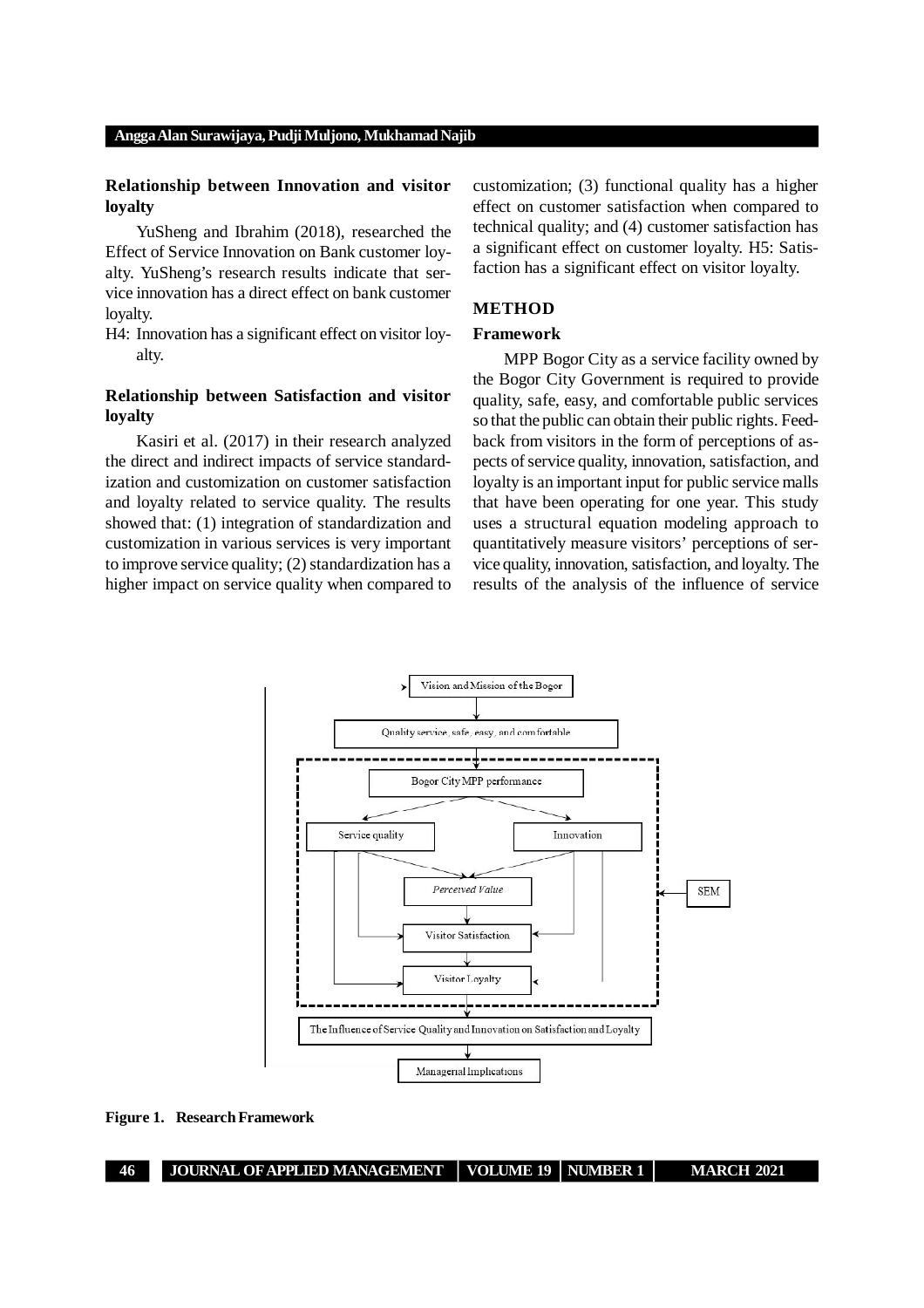### Relationship between Innovation and visitor loyalty

YuSheng and Ibrahim (2018), researched the Effect of Service Innovation on Bank customer loyalty. YuSheng's research results indicate that service innovation has a direct effect on bank customer loyalty.

H4: Innovation has a significant effect on visitor loyalty.

### Relationship between Satisfaction and visitor loyalty

Kasiri et al. (2017) in their research analyzed the direct and indirect impacts of service standardization and customization on customer satisfaction and loyalty related to service quality. The results showed that: (1) integration of standardization and customization in various services is very important to improve service quality; (2) standardization has a higher impact on service quality when compared to customization; (3) functional quality has a higher effect on customer satisfaction when compared to technical quality; and (4) customer satisfaction has a significant effect on customer loyalty. H5: Satisfaction has a significant effect on visitor loyalty.

## METHOD

### Framework

MPP Bogor City as a service facility owned by the Bogor City Government is required to provide quality, safe, easy, and comfortable public services so that the public can obtain their public rights. Feedback from visitors in the form of perceptions of aspects of service quality, innovation, satisfaction, and loyalty is an important input for public service malls that have been operating for one year. This study uses a structural equation modeling approach to quantitatively measure visitors' perceptions of service quality, innovation, satisfaction, and loyalty. The results of the analysis of the influence of service

Vision and Mission of the Bogor

Quality service, safe, easy, and comfortable

Bogor City MPP performance

Service quality

Innovation

*Perceived Value*

SEM

Visitor Satisfaction

Visitor Loyalty

The Influence of Service Quality and Innovation on Satisfaction and Loyalty

Managerial Implications

**Figure 1. Research Framework**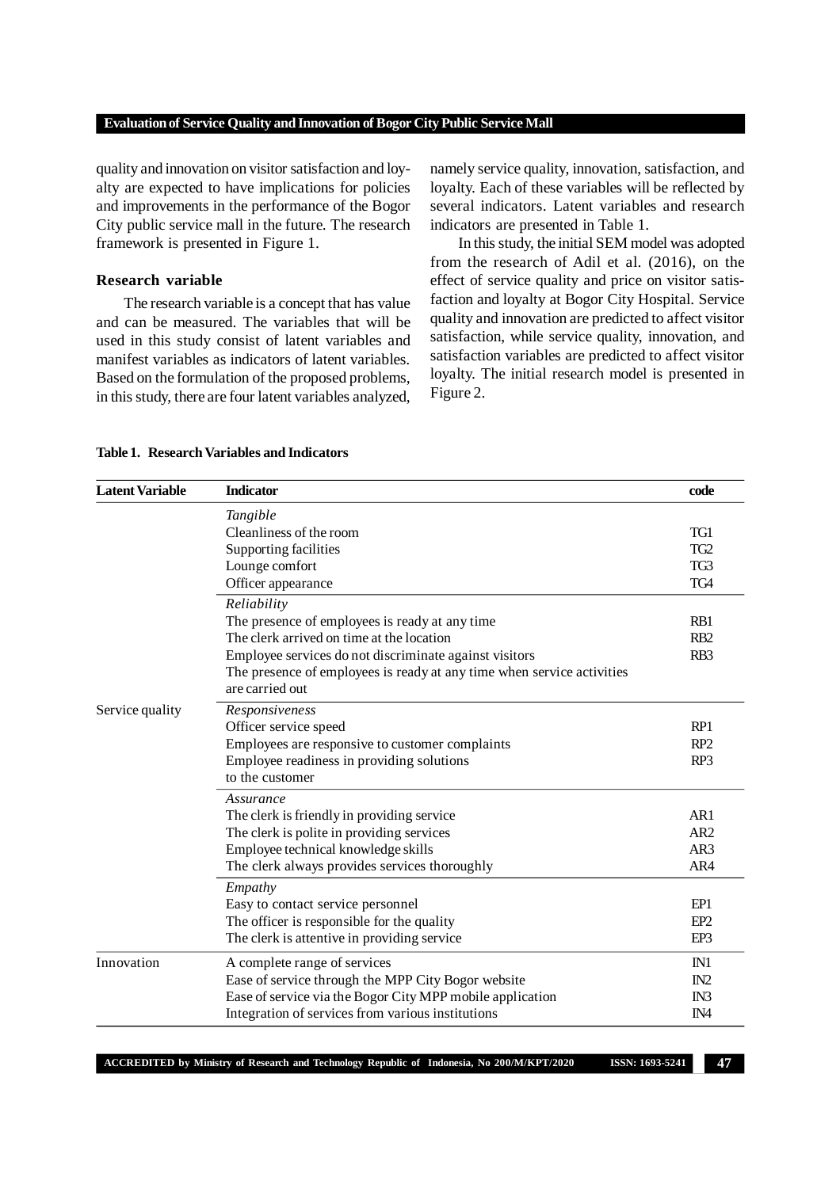quality and innovation on visitor satisfaction and loyalty are expected to have implications for policies and improvements in the performance of the Bogor City public service mall in the future. The research framework is presented in Figure 1.

### Research variable

The research variable is a concept that has value and can be measured. The variables that will be used in this study consist of latent variables and manifest variables as indicators of latent variables. Based on the formulation of the proposed problems, in this study, there are four latent variables analyzed, namely service quality, innovation, satisfaction, and loyalty. Each of these variables will be reflected by several indicators. Latent variables and research indicators are presented in Table 1.

In this study, the initial SEM model was adopted from the research of Adil et al. (2016), on the effect of service quality and price on visitor satisfaction and loyalty at Bogor City Hospital. Service quality and innovation are predicted to affect visitor satisfaction, while service quality, innovation, and satisfaction variables are predicted to affect visitor loyalty. The initial research model is presented in Figure 2.

**Table 1. Research Variables and Indicators**

| Latent Variable | Indicator | code |
|---|---|---|
| Service quality | *Tangible* | |
| | Cleanliness of the room | TG1 |
| | Supporting facilities | TG2 |
| | Lounge comfort | TG3 |
| | Officer appearance | TG4 |
| | *Reliability* | |
| | The presence of employees is ready at any time | RB1 |
| | The clerk arrived on time at the location | RB2 |
| | Employee services do not discriminate against visitors | RB3 |
| | The presence of employees is ready at any time when service activities are carried out | |
| | *Responsiveness* | |
| | Officer service speed | RP1 |
| | Employees are responsive to customer complaints | RP2 |
| | Employee readiness in providing solutions to the customer | RP3 |
| | *Assurance* | |
| | The clerk is friendly in providing service | AR1 |
| | The clerk is polite in providing services | AR2 |
| | Employee technical knowledge skills | AR3 |
| | The clerk always provides services thoroughly | AR4 |
| | *Empathy* | |
| | Easy to contact service personnel | EP1 |
| | The officer is responsible for the quality | EP2 |
| | The clerk is attentive in providing service | EP3 |
| Innovation | A complete range of services | IN1 |
| | Ease of service through the MPP City Bogor website | IN2 |
| | Ease of service via the Bogor City MPP mobile application | IN3 |
| | Integration of services from various institutions | IN4 |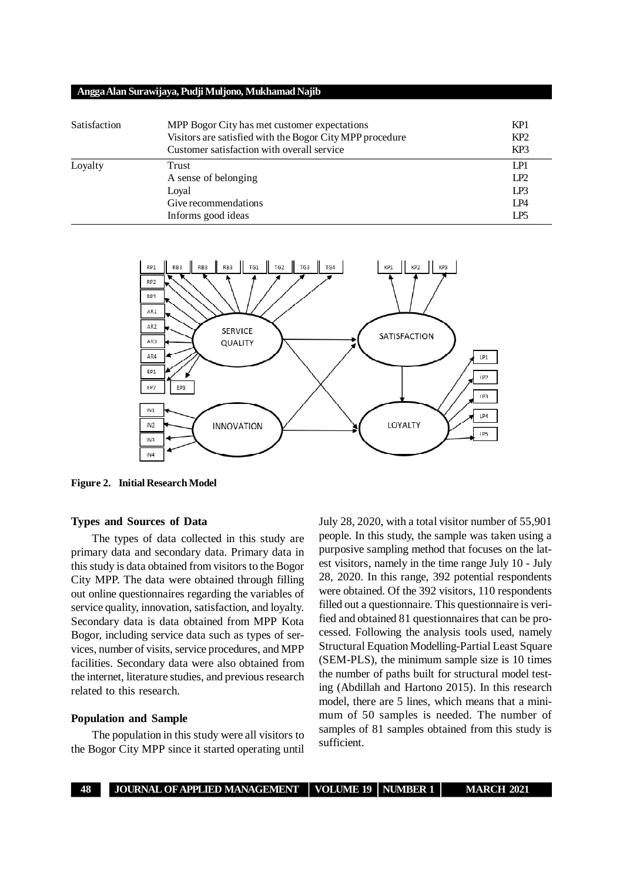| | | |
|---|---|---|
| Satisfaction | MPP Bogor City has met customer expectations | KP1 |
| | Visitors are satisfied with the Bogor City MPP procedure | KP2 |
| | Customer satisfaction with overall service | KP3 |
| Loyalty | Trust | LP1 |
| | A sense of belonging | LP2 |
| | Loyal | LP3 |
| | Give recommendations | LP4 |
| | Informs good ideas | LP5 |

**Figure 2. Initial Research Model**

### Types and Sources of Data

The types of data collected in this study are primary data and secondary data. Primary data in this study is data obtained from visitors to the Bogor City MPP. The data were obtained through filling out online questionnaires regarding the variables of service quality, innovation, satisfaction, and loyalty. Secondary data is data obtained from MPP Kota Bogor, including service data such as types of services, number of visits, service procedures, and MPP facilities. Secondary data were also obtained from the internet, literature studies, and previous research related to this research.

### Population and Sample

The population in this study were all visitors to the Bogor City MPP since it started operating until July 28, 2020, with a total visitor number of 55,901 people. In this study, the sample was taken using a purposive sampling method that focuses on the latest visitors, namely in the time range July 10 - July 28, 2020. In this range, 392 potential respondents were obtained. Of the 392 visitors, 110 respondents filled out a questionnaire. This questionnaire is verified and obtained 81 questionnaires that can be processed. Following the analysis tools used, namely Structural Equation Modelling-Partial Least Square (SEM-PLS), the minimum sample size is 10 times the number of paths built for structural model testing (Abdillah and Hartono 2015). In this research model, there are 5 lines, which means that a minimum of 50 samples is needed. The number of samples of 81 samples obtained from this study is sufficient.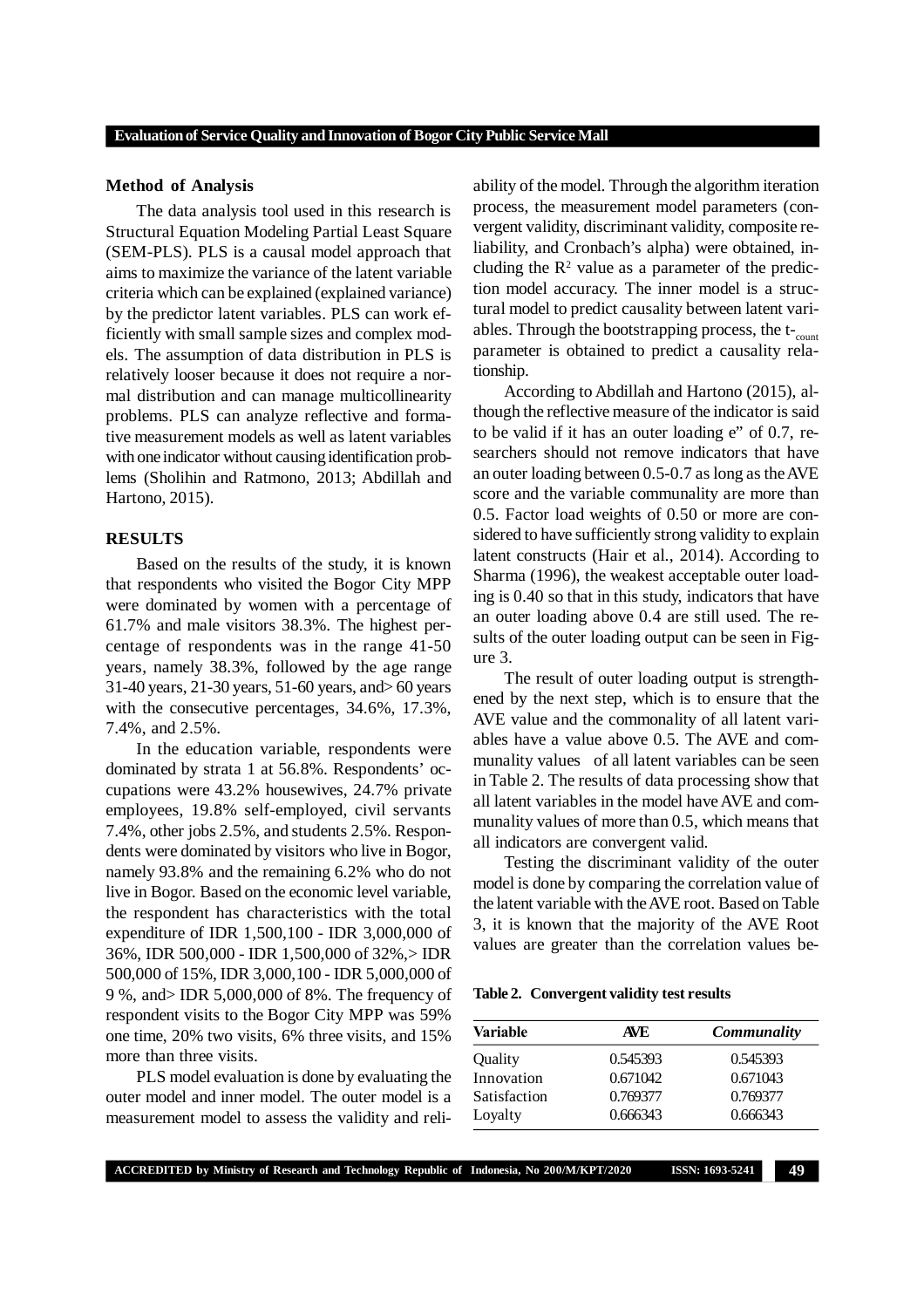### Method of Analysis

The data analysis tool used in this research is Structural Equation Modeling Partial Least Square (SEM-PLS). PLS is a causal model approach that aims to maximize the variance of the latent variable criteria which can be explained (explained variance) by the predictor latent variables. PLS can work efficiently with small sample sizes and complex models. The assumption of data distribution in PLS is relatively looser because it does not require a normal distribution and can manage multicollinearity problems. PLS can analyze reflective and formative measurement models as well as latent variables with one indicator without causing identification problems (Sholihin and Ratmono, 2013; Abdillah and Hartono, 2015).

## RESULTS

Based on the results of the study, it is known that respondents who visited the Bogor City MPP were dominated by women with a percentage of 61.7% and male visitors 38.3%. The highest percentage of respondents was in the range 41-50 years, namely 38.3%, followed by the age range 31-40 years, 21-30 years, 51-60 years, and> 60 years with the consecutive percentages, 34.6%, 17.3%, 7.4%, and 2.5%.

In the education variable, respondents were dominated by strata 1 at 56.8%. Respondents' occupations were 43.2% housewives, 24.7% private employees, 19.8% self-employed, civil servants 7.4%, other jobs 2.5%, and students 2.5%. Respondents were dominated by visitors who live in Bogor, namely 93.8% and the remaining 6.2% who do not live in Bogor. Based on the economic level variable, the respondent has characteristics with the total expenditure of IDR 1,500,100 - IDR 3,000,000 of 36%, IDR 500,000 - IDR 1,500,000 of 32%,> IDR 500,000 of 15%, IDR 3,000,100 - IDR 5,000,000 of 9 %, and> IDR 5,000,000 of 8%. The frequency of respondent visits to the Bogor City MPP was 59% one time, 20% two visits, 6% three visits, and 15% more than three visits.

PLS model evaluation is done by evaluating the outer model and inner model. The outer model is a measurement model to assess the validity and reliability of the model. Through the algorithm iteration process, the measurement model parameters (convergent validity, discriminant validity, composite reliability, and Cronbach's alpha) were obtained, including the $R^2$ value as a parameter of the prediction model accuracy. The inner model is a structural model to predict causality between latent variables. Through the bootstrapping process, the $t_{count}$ parameter is obtained to predict a causality relationship.

According to Abdillah and Hartono (2015), although the reflective measure of the indicator is said to be valid if it has an outer loading e" of 0.7, researchers should not remove indicators that have an outer loading between 0.5-0.7 as long as the AVE score and the variable communality are more than 0.5. Factor load weights of 0.50 or more are considered to have sufficiently strong validity to explain latent constructs (Hair et al., 2014). According to Sharma (1996), the weakest acceptable outer loading is 0.40 so that in this study, indicators that have an outer loading above 0.4 are still used. The results of the outer loading output can be seen in Figure 3.

The result of outer loading output is strengthened by the next step, which is to ensure that the AVE value and the commonality of all latent variables have a value above 0.5. The AVE and communality values of all latent variables can be seen in Table 2. The results of data processing show that all latent variables in the model have AVE and communality values of more than 0.5, which means that all indicators are convergent valid.

Testing the discriminant validity of the outer model is done by comparing the correlation value of the latent variable with the AVE root. Based on Table 3, it is known that the majority of the AVE Root values are greater than the correlation values be-

**Table 2. Convergent validity test results**

| Variable | AVE | *Communality* |
|---|---|---|
| Quality | 0.545393 | 0.545393 |
| Innovation | 0.671042 | 0.671043 |
| Satisfaction | 0.769377 | 0.769377 |
| Loyalty | 0.666343 | 0.666343 |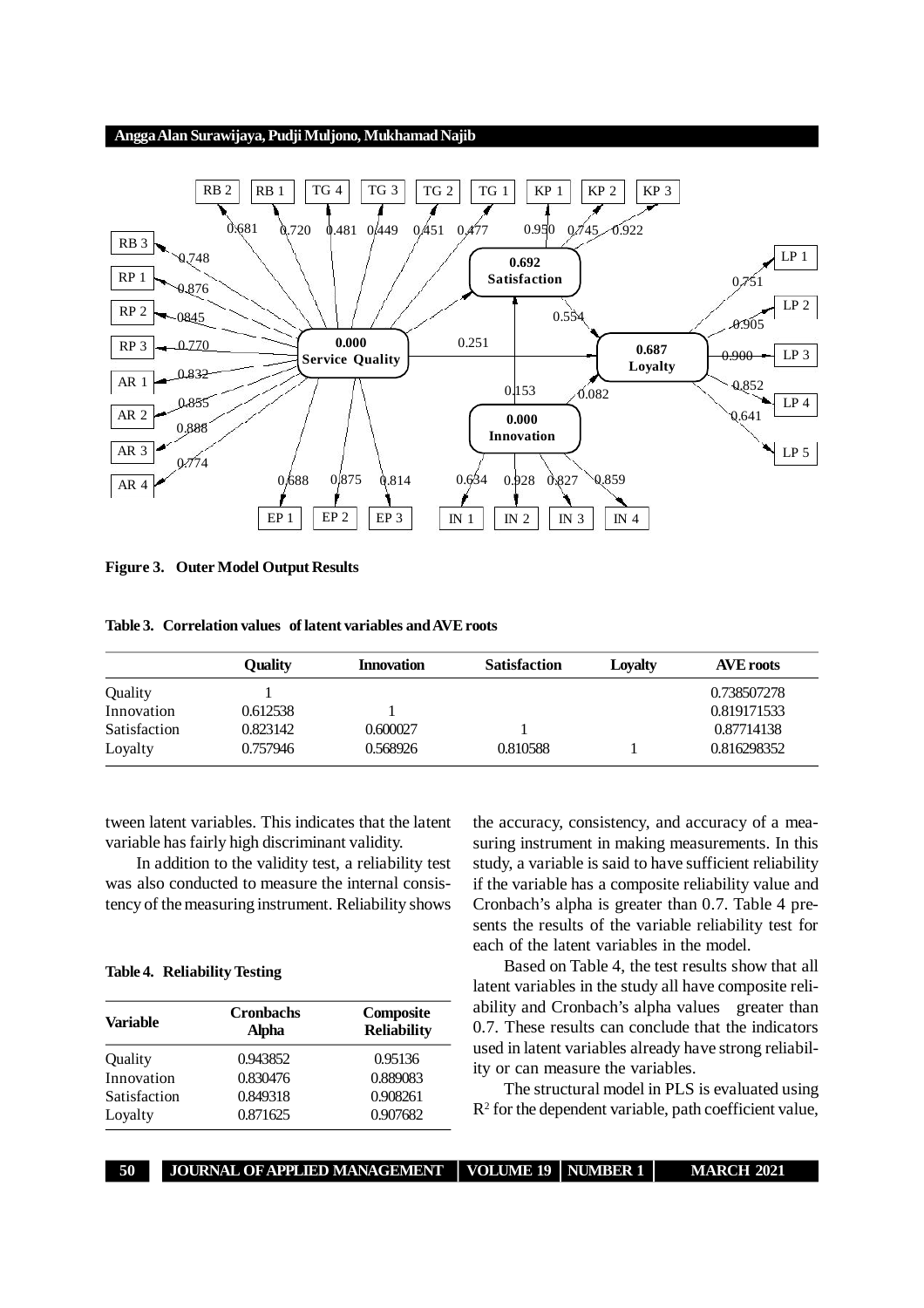**Figure 3. Outer Model Output Results**

**Table 3. Correlation values of latent variables and AVE roots**

| | Quality | Innovation | Satisfaction | Loyalty | AVE roots |
|---|---|---|---|---|---|
| Quality | 1 | | | | 0.738507278 |
| Innovation | 0.612538 | 1 | | | 0.819171533 |
| Satisfaction | 0.823142 | 0.600027 | 1 | | 0.87714138 |
| Loyalty | 0.757946 | 0.568926 | 0.810588 | 1 | 0.816298352 |

tween latent variables. This indicates that the latent variable has fairly high discriminant validity.

In addition to the validity test, a reliability test was also conducted to measure the internal consistency of the measuring instrument. Reliability shows the accuracy, consistency, and accuracy of a measuring instrument in making measurements. In this study, a variable is said to have sufficient reliability if the variable has a composite reliability value and Cronbach's alpha is greater than 0.7. Table 4 presents the results of the variable reliability test for each of the latent variables in the model.

**Table 4. Reliability Testing**

| Variable | Cronbachs Alpha | Composite Reliability |
|---|---|---|
| Quality | 0.943852 | 0.95136 |
| Innovation | 0.830476 | 0.889083 |
| Satisfaction | 0.849318 | 0.908261 |
| Loyalty | 0.871625 | 0.907682 |

Based on Table 4, the test results show that all latent variables in the study all have composite reliability and Cronbach's alpha values greater than 0.7. These results can conclude that the indicators used in latent variables already have strong reliability or can measure the variables.

The structural model in PLS is evaluated using $R^2$ for the dependent variable, path coefficient value,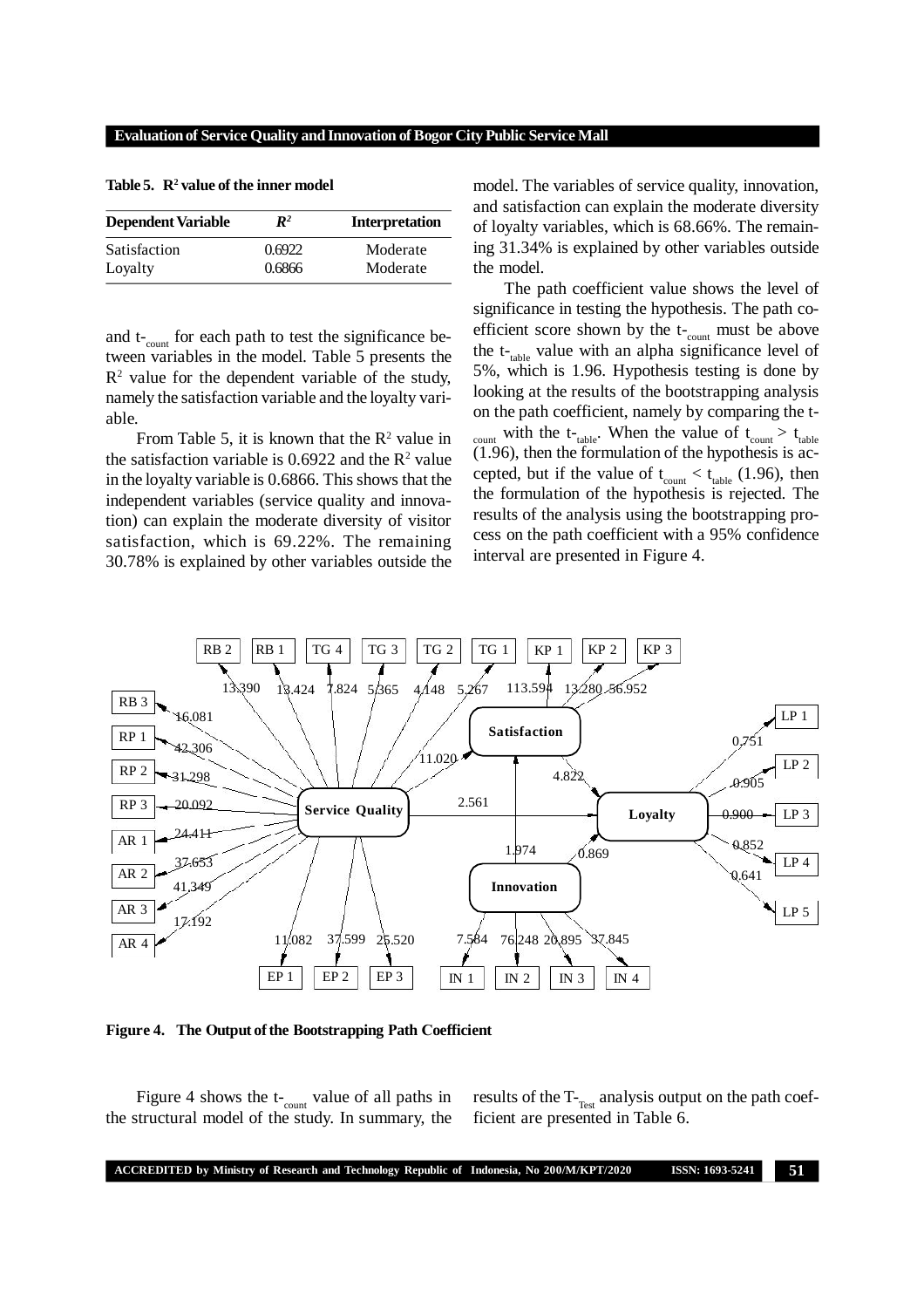**Table 5. $R^2$ value of the inner model**

| Dependent Variable | $R^2$ | Interpretation |
|---|---|---|
| Satisfaction | 0.6922 | Moderate |
| Loyalty | 0.6866 | Moderate |

and $t_{count}$ for each path to test the significance between variables in the model. Table 5 presents the $R^2$ value for the dependent variable of the study, namely the satisfaction variable and the loyalty variable.

From Table 5, it is known that the $R^2$ value in the satisfaction variable is 0.6922 and the $R^2$ value in the loyalty variable is 0.6866. This shows that the independent variables (service quality and innovation) can explain the moderate diversity of visitor satisfaction, which is 69.22%. The remaining 30.78% is explained by other variables outside the model. The variables of service quality, innovation, and satisfaction can explain the moderate diversity of loyalty variables, which is 68.66%. The remaining 31.34% is explained by other variables outside the model.

The path coefficient value shows the level of significance in testing the hypothesis. The path coefficient score shown by the $t_{count}$ must be above the $t_{table}$ value with an alpha significance level of 5%, which is 1.96. Hypothesis testing is done by looking at the results of the bootstrapping analysis on the path coefficient, namely by comparing the $t_{count}$ with the $t_{table}$. When the value of $t_{count} > t_{table}$ (1.96), then the formulation of the hypothesis is accepted, but if the value of $t_{count} < t_{table}$ (1.96), then the formulation of the hypothesis is rejected. The results of the analysis using the bootstrapping process on the path coefficient with a 95% confidence interval are presented in Figure 4.

**Figure 4. The Output of the Bootstrapping Path Coefficient**

Figure 4 shows the $t_{count}$ value of all paths in the structural model of the study. In summary, the results of the $T_{Test}$ analysis output on the path coefficient are presented in Table 6.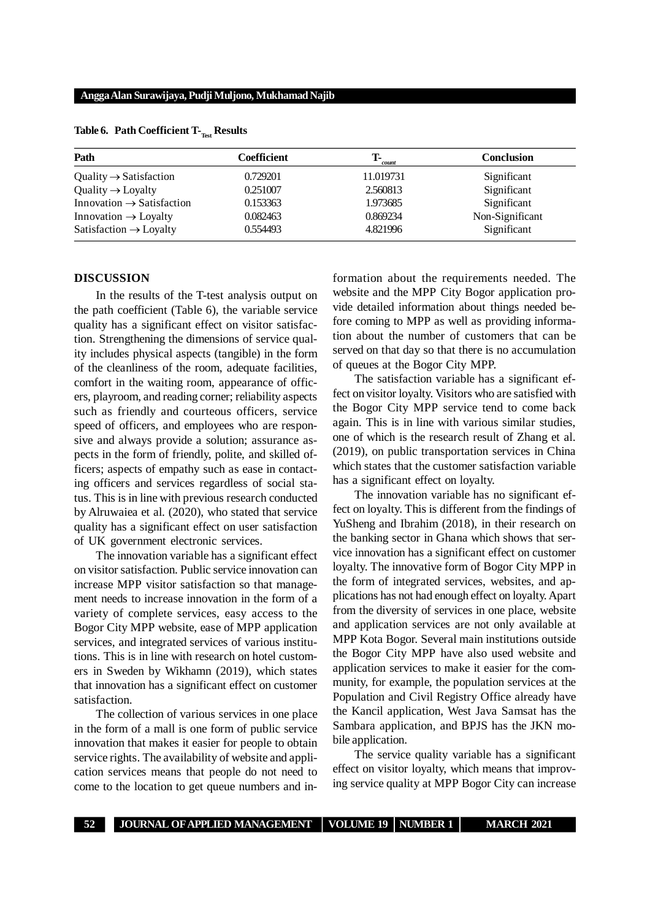**Table 6. Path Coefficient $T_{Test}$ Results**

| Path | Coefficient | $T_{count}$ | Conclusion |
|---|---|---|---|
| Quality → Satisfaction | 0.729201 | 11.019731 | Significant |
| Quality → Loyalty | 0.251007 | 2.560813 | Significant |
| Innovation → Satisfaction | 0.153363 | 1.973685 | Significant |
| Innovation → Loyalty | 0.082463 | 0.869234 | Non-Significant |
| Satisfaction → Loyalty | 0.554493 | 4.821996 | Significant |

## DISCUSSION

In the results of the T-test analysis output on the path coefficient (Table 6), the variable service quality has a significant effect on visitor satisfaction. Strengthening the dimensions of service quality includes physical aspects (tangible) in the form of the cleanliness of the room, adequate facilities, comfort in the waiting room, appearance of officers, playroom, and reading corner; reliability aspects such as friendly and courteous officers, service speed of officers, and employees who are responsive and always provide a solution; assurance aspects in the form of friendly, polite, and skilled officers; aspects of empathy such as ease in contacting officers and services regardless of social status. This is in line with previous research conducted by Alruwaiea et al. (2020), who stated that service quality has a significant effect on user satisfaction of UK government electronic services.

The innovation variable has a significant effect on visitor satisfaction. Public service innovation can increase MPP visitor satisfaction so that management needs to increase innovation in the form of a variety of complete services, easy access to the Bogor City MPP website, ease of MPP application services, and integrated services of various institutions. This is in line with research on hotel customers in Sweden by Wikhamn (2019), which states that innovation has a significant effect on customer satisfaction.

The collection of various services in one place in the form of a mall is one form of public service innovation that makes it easier for people to obtain service rights. The availability of website and application services means that people do not need to come to the location to get queue numbers and information about the requirements needed. The website and the MPP City Bogor application provide detailed information about things needed before coming to MPP as well as providing information about the number of customers that can be served on that day so that there is no accumulation of queues at the Bogor City MPP.

The satisfaction variable has a significant effect on visitor loyalty. Visitors who are satisfied with the Bogor City MPP service tend to come back again. This is in line with various similar studies, one of which is the research result of Zhang et al. (2019), on public transportation services in China which states that the customer satisfaction variable has a significant effect on loyalty.

The innovation variable has no significant effect on loyalty. This is different from the findings of YuSheng and Ibrahim (2018), in their research on the banking sector in Ghana which shows that service innovation has a significant effect on customer loyalty. The innovative form of Bogor City MPP in the form of integrated services, websites, and applications has not had enough effect on loyalty. Apart from the diversity of services in one place, website and application services are not only available at MPP Kota Bogor. Several main institutions outside the Bogor City MPP have also used website and application services to make it easier for the community, for example, the population services at the Population and Civil Registry Office already have the Kancil application, West Java Samsat has the Sambara application, and BPJS has the JKN mobile application.

The service quality variable has a significant effect on visitor loyalty, which means that improving service quality at MPP Bogor City can increase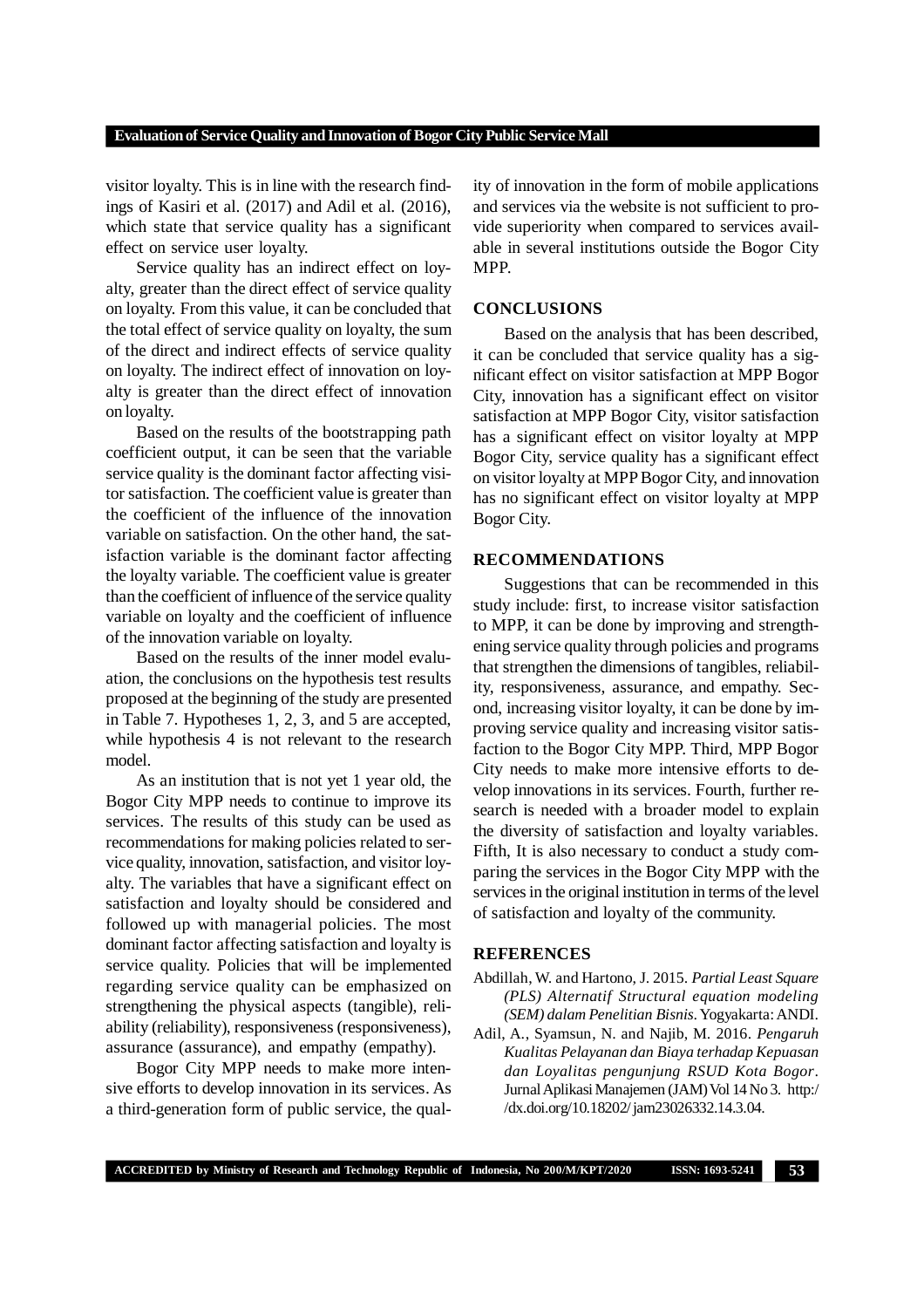visitor loyalty. This is in line with the research findings of Kasiri et al. (2017) and Adil et al. (2016), which state that service quality has a significant effect on service user loyalty.

Service quality has an indirect effect on loyalty, greater than the direct effect of service quality on loyalty. From this value, it can be concluded that the total effect of service quality on loyalty, the sum of the direct and indirect effects of service quality on loyalty. The indirect effect of innovation on loyalty is greater than the direct effect of innovation on loyalty.

Based on the results of the bootstrapping path coefficient output, it can be seen that the variable service quality is the dominant factor affecting visitor satisfaction. The coefficient value is greater than the coefficient of the influence of the innovation variable on satisfaction. On the other hand, the satisfaction variable is the dominant factor affecting the loyalty variable. The coefficient value is greater than the coefficient of influence of the service quality variable on loyalty and the coefficient of influence of the innovation variable on loyalty.

Based on the results of the inner model evaluation, the conclusions on the hypothesis test results proposed at the beginning of the study are presented in Table 7. Hypotheses 1, 2, 3, and 5 are accepted, while hypothesis 4 is not relevant to the research model.

As an institution that is not yet 1 year old, the Bogor City MPP needs to continue to improve its services. The results of this study can be used as recommendations for making policies related to service quality, innovation, satisfaction, and visitor loyalty. The variables that have a significant effect on satisfaction and loyalty should be considered and followed up with managerial policies. The most dominant factor affecting satisfaction and loyalty is service quality. Policies that will be implemented regarding service quality can be emphasized on strengthening the physical aspects (tangible), reliability (reliability), responsiveness (responsiveness), assurance (assurance), and empathy (empathy).

Bogor City MPP needs to make more intensive efforts to develop innovation in its services. As a third-generation form of public service, the quality of innovation in the form of mobile applications and services via the website is not sufficient to provide superiority when compared to services available in several institutions outside the Bogor City MPP.

## CONCLUSIONS

Based on the analysis that has been described, it can be concluded that service quality has a significant effect on visitor satisfaction at MPP Bogor City, innovation has a significant effect on visitor satisfaction at MPP Bogor City, visitor satisfaction has a significant effect on visitor loyalty at MPP Bogor City, service quality has a significant effect on visitor loyalty at MPP Bogor City, and innovation has no significant effect on visitor loyalty at MPP Bogor City.

## RECOMMENDATIONS

Suggestions that can be recommended in this study include: first, to increase visitor satisfaction to MPP, it can be done by improving and strengthening service quality through policies and programs that strengthen the dimensions of tangibles, reliability, responsiveness, assurance, and empathy. Second, increasing visitor loyalty, it can be done by improving service quality and increasing visitor satisfaction to the Bogor City MPP. Third, MPP Bogor City needs to make more intensive efforts to develop innovations in its services. Fourth, further research is needed with a broader model to explain the diversity of satisfaction and loyalty variables. Fifth, It is also necessary to conduct a study comparing the services in the Bogor City MPP with the services in the original institution in terms of the level of satisfaction and loyalty of the community.

## REFERENCES

Abdillah, W. and Hartono, J. 2015. *Partial Least Square (PLS) Alternatif Structural equation modeling (SEM) dalam Penelitian Bisnis*. Yogyakarta: ANDI.

Adil, A., Syamsun, N. and Najib, M. 2016. *Pengaruh Kualitas Pelayanan dan Biaya terhadap Kepuasan dan Loyalitas pengunjung RSUD Kota Bogor*. Jurnal Aplikasi Manajemen (JAM) Vol 14 No 3. http://dx.doi.org/10.18202/jam23026332.14.3.04.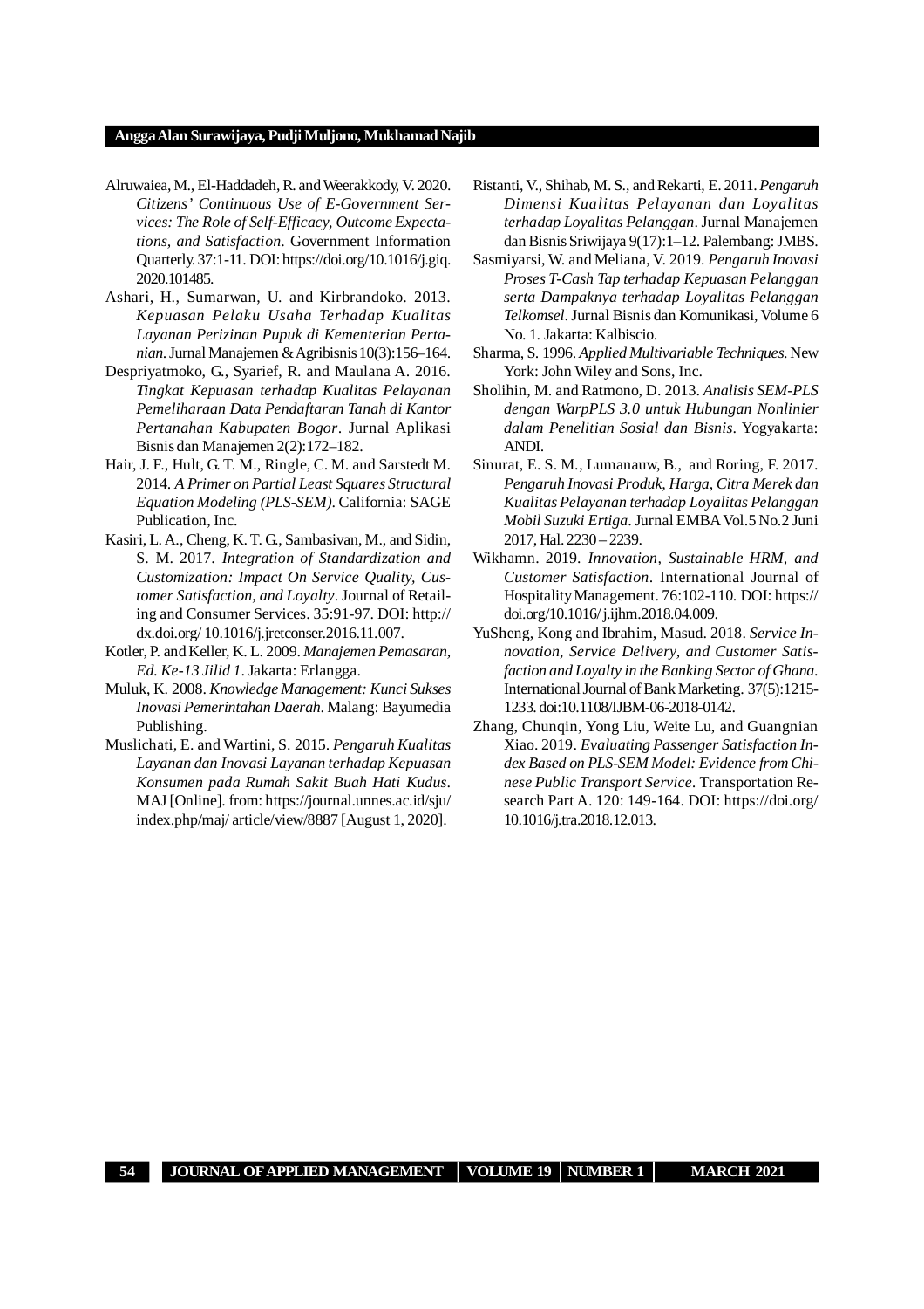Alruwaiea, M., El-Haddadeh, R. and Weerakkody, V. 2020. *Citizens' Continuous Use of E-Government Services: The Role of Self-Efficacy, Outcome Expectations, and Satisfaction*. Government Information Quarterly. 37:1-11. DOI: https://doi.org/10.1016/j.giq.2020.101485.

Ashari, H., Sumarwan, U. and Kirbrandoko. 2013. *Kepuasan Pelaku Usaha Terhadap Kualitas Layanan Perizinan Pupuk di Kementerian Pertanian*. Jurnal Manajemen & Agribisnis 10(3):156–164.

Despriyatmoko, G., Syarief, R. and Maulana A. 2016. *Tingkat Kepuasan terhadap Kualitas Pelayanan Pemeliharaan Data Pendaftaran Tanah di Kantor Pertanahan Kabupaten Bogor*. Jurnal Aplikasi Bisnis dan Manajemen 2(2):172–182.

Hair, J. F., Hult, G. T. M., Ringle, C. M. and Sarstedt M. 2014. *A Primer on Partial Least Squares Structural Equation Modeling (PLS-SEM)*. California: SAGE Publication, Inc.

Kasiri, L. A., Cheng, K. T. G., Sambasivan, M., and Sidin, S. M. 2017. *Integration of Standardization and Customization: Impact On Service Quality, Customer Satisfaction, and Loyalty*. Journal of Retailing and Consumer Services. 35:91-97. DOI: http://dx.doi.org/ 10.1016/j.jretconser.2016.11.007.

Kotler, P. and Keller, K. L. 2009. *Manajemen Pemasaran, Ed. Ke-13 Jilid 1*. Jakarta: Erlangga.

Muluk, K. 2008. *Knowledge Management: Kunci Sukses Inovasi Pemerintahan Daerah*. Malang: Bayumedia Publishing.

Muslichati, E. and Wartini, S. 2015. *Pengaruh Kualitas Layanan dan Inovasi Layanan terhadap Kepuasan Konsumen pada Rumah Sakit Buah Hati Kudus*. MAJ [Online]. from: https://journal.unnes.ac.id/sju/index.php/maj/ article/view/8887 [August 1, 2020].

Ristanti, V., Shihab, M. S., and Rekarti, E. 2011. *Pengaruh Dimensi Kualitas Pelayanan dan Loyalitas terhadap Loyalitas Pelanggan*. Jurnal Manajemen dan Bisnis Sriwijaya 9(17):1–12. Palembang: JMBS.

Sasmiyarsi, W. and Meliana, V. 2019. *Pengaruh Inovasi Proses T-Cash Tap terhadap Kepuasan Pelanggan serta Dampaknya terhadap Loyalitas Pelanggan Telkomsel*. Jurnal Bisnis dan Komunikasi, Volume 6 No. 1. Jakarta: Kalbiscio.

Sharma, S. 1996. *Applied Multivariable Techniques*. New York: John Wiley and Sons, Inc.

Sholihin, M. and Ratmono, D. 2013. *Analisis SEM-PLS dengan WarpPLS 3.0 untuk Hubungan Nonlinier dalam Penelitian Sosial dan Bisnis*. Yogyakarta: ANDI.

Sinurat, E. S. M., Lumanauw, B., and Roring, F. 2017. *Pengaruh Inovasi Produk, Harga, Citra Merek dan Kualitas Pelayanan terhadap Loyalitas Pelanggan Mobil Suzuki Ertiga*. Jurnal EMBA Vol.5 No.2 Juni 2017, Hal. 2230 – 2239.

Wikhamn. 2019. *Innovation, Sustainable HRM, and Customer Satisfaction*. International Journal of Hospitality Management. 76:102-110. DOI: https://doi.org/10.1016/ j.ijhm.2018.04.009.

YuSheng, Kong and Ibrahim, Masud. 2018. *Service Innovation, Service Delivery, and Customer Satisfaction and Loyalty in the Banking Sector of Ghana*. International Journal of Bank Marketing. 37(5):1215-1233. doi:10.1108/IJBM-06-2018-0142.

Zhang, Chunqin, Yong Liu, Weite Lu, and Guangnian Xiao. 2019. *Evaluating Passenger Satisfaction Index Based on PLS-SEM Model: Evidence from Chinese Public Transport Service*. Transportation Research Part A. 120: 149-164. DOI: https://doi.org/10.1016/j.tra.2018.12.013.